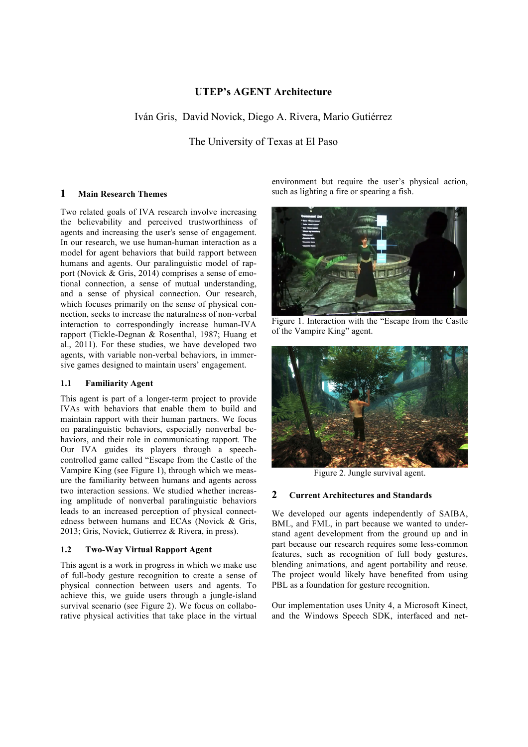# UTEP's AGENT Architecture

Iván Gris, David Novick, Diego A. Rivera, Mario Gutiérrez

The University of Texas at El Paso

## 1 Main Research Themes

Two related goals of IVA research involve increasing the believability and perceived trustworthiness of agents and increasing the user's sense of engagement. In our research, we use human-human interaction as a model for agent behaviors that build rapport between humans and agents. Our paralinguistic model of rapport (Novick & Gris, 2014) comprises a sense of emotional connection, a sense of mutual understanding, and a sense of physical connection. Our research, which focuses primarily on the sense of physical connection, seeks to increase the naturalness of non-verbal interaction to correspondingly increase human-IVA rapport (Tickle-Degnan & Rosenthal, 1987; Huang et al., 2011). For these studies, we have developed two agents, with variable non-verbal behaviors, in immersive games designed to maintain users' engagement.

### 1.1 Familiarity Agent

This agent is part of a longer-term project to provide IVAs with behaviors that enable them to build and maintain rapport with their human partners. We focus on paralinguistic behaviors, especially nonverbal behaviors, and their role in communicating rapport. The Our IVA guides its players through a speech-controlled game called "Escape from the Castle of the Vampire King (see Figure 1), through which we measure the familiarity between humans and agents across two interaction sessions. We studied whether increasing amplitude of nonverbal paralinguistic behaviors leads to an increased perception of physical connectedness between humans and ECAs (Novick & Gris, 2013; Gris, Novick, Gutierrez & Rivera, in press).

### 1.2 Two-Way Virtual Rapport Agent

This agent is a work in progress in which we make use of full-body gesture recognition to create a sense of physical connection between users and agents. To achieve this, we guide users through a jungle-island survival scenario (see Figure 2). We focus on collaborative physical activities that take place in the virtual environment but require the user's physical action, such as lighting a fire or spearing a fish.

Figure 1. Interaction with the "Escape from the Castle of the Vampire King" agent.

Figure 2. Jungle survival agent.

## 2 Current Architectures and Standards

We developed our agents independently of SAIBA, BML, and FML, in part because we wanted to understand agent development from the ground up and in part because our research requires some less-common features, such as recognition of full body gestures, blending animations, and agent portability and reuse. The project would likely have benefited from using PBL as a foundation for gesture recognition.

Our implementation uses Unity 4, a Microsoft Kinect, and the Windows Speech SDK, interfaced and net-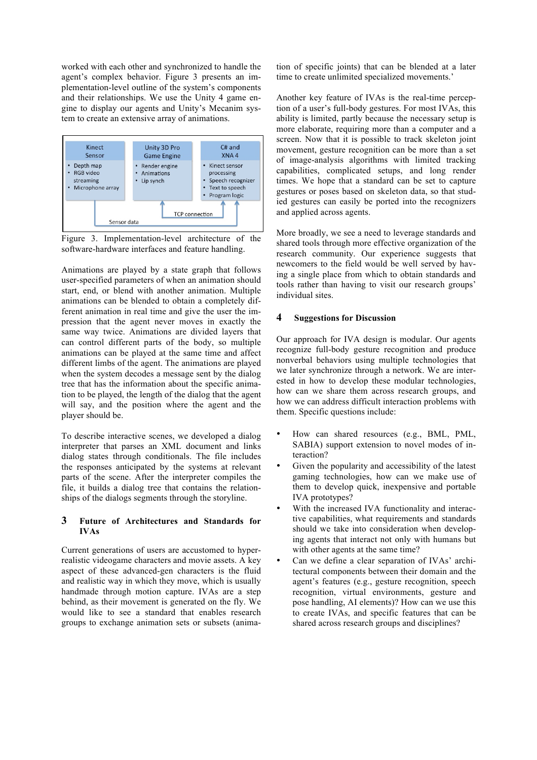worked with each other and synchronized to handle the agent's complex behavior. Figure 3 presents an implementation-level outline of the system's components and their relationships. We use the Unity 4 game engine to display our agents and Unity's Mecanim system to create an extensive array of animations.

| Kinect Sensor | Unity 3D Pro Game Engine | C# and XNA 4 |
|---|---|---|
| • Depth map<br>• RGB video streaming<br>• Microphone array | • Render engine<br>• Animations<br>• Lip synch | • Kinect sensor processing<br>• Speech recognizer<br>• Text to speech<br>• Program logic |

Sensor data — TCP connection

Figure 3. Implementation-level architecture of the software-hardware interfaces and feature handling.

Animations are played by a state graph that follows user-specified parameters of when an animation should start, end, or blend with another animation. Multiple animations can be blended to obtain a completely different animation in real time and give the user the impression that the agent never moves in exactly the same way twice. Animations are divided layers that can control different parts of the body, so multiple animations can be played at the same time and affect different limbs of the agent. The animations are played when the system decodes a message sent by the dialog tree that has the information about the specific animation to be played, the length of the dialog that the agent will say, and the position where the agent and the player should be.

To describe interactive scenes, we developed a dialog interpreter that parses an XML document and links dialog states through conditionals. The file includes the responses anticipated by the systems at relevant parts of the scene. After the interpreter compiles the file, it builds a dialog tree that contains the relationships of the dialogs segments through the storyline.

## 3 Future of Architectures and Standards for IVAs

Current generations of users are accustomed to hyper-realistic videogame characters and movie assets. A key aspect of these advanced-gen characters is the fluid and realistic way in which they move, which is usually handmade through motion capture. IVAs are a step behind, as their movement is generated on the fly. We would like to see a standard that enables research groups to exchange animation sets or subsets (animation of specific joints) that can be blended at a later time to create unlimited specialized movements.'

Another key feature of IVAs is the real-time perception of a user's full-body gestures. For most IVAs, this ability is limited, partly because the necessary setup is more elaborate, requiring more than a computer and a screen. Now that it is possible to track skeleton joint movement, gesture recognition can be more than a set of image-analysis algorithms with limited tracking capabilities, complicated setups, and long render times. We hope that a standard can be set to capture gestures or poses based on skeleton data, so that studied gestures can easily be ported into the recognizers and applied across agents.

More broadly, we see a need to leverage standards and shared tools through more effective organization of the research community. Our experience suggests that newcomers to the field would be well served by having a single place from which to obtain standards and tools rather than having to visit our research groups' individual sites.

## 4 Suggestions for Discussion

Our approach for IVA design is modular. Our agents recognize full-body gesture recognition and produce nonverbal behaviors using multiple technologies that we later synchronize through a network. We are interested in how to develop these modular technologies, how can we share them across research groups, and how we can address difficult interaction problems with them. Specific questions include:

- How can shared resources (e.g., BML, PML, SABIA) support extension to novel modes of interaction?
- Given the popularity and accessibility of the latest gaming technologies, how can we make use of them to develop quick, inexpensive and portable IVA prototypes?
- With the increased IVA functionality and interactive capabilities, what requirements and standards should we take into consideration when developing agents that interact not only with humans but with other agents at the same time?
- Can we define a clear separation of IVAs' architectural components between their domain and the agent's features (e.g., gesture recognition, speech recognition, virtual environments, gesture and pose handling, AI elements)? How can we use this to create IVAs, and specific features that can be shared across research groups and disciplines?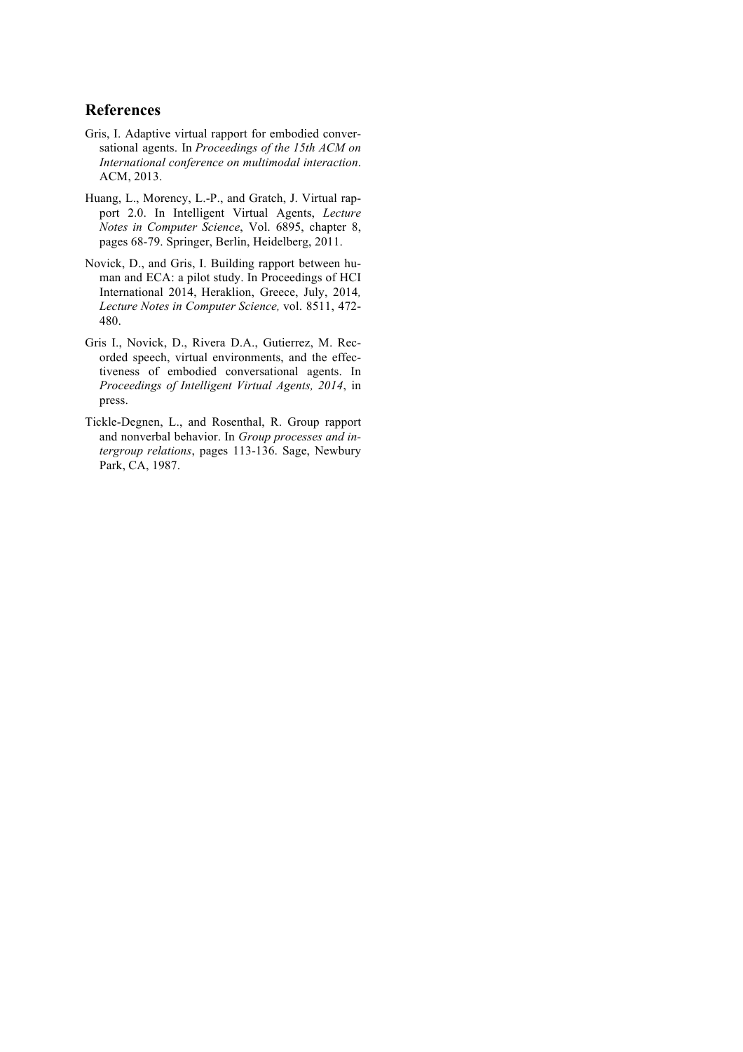## References

Gris, I. Adaptive virtual rapport for embodied conversational agents. In *Proceedings of the 15th ACM on International conference on multimodal interaction*. ACM, 2013.

Huang, L., Morency, L.-P., and Gratch, J. Virtual rapport 2.0. In Intelligent Virtual Agents, *Lecture Notes in Computer Science*, Vol. 6895, chapter 8, pages 68-79. Springer, Berlin, Heidelberg, 2011.

Novick, D., and Gris, I. Building rapport between human and ECA: a pilot study. In Proceedings of HCI International 2014, Heraklion, Greece, July, 2014*, Lecture Notes in Computer Science,* vol. 8511, 472-480.

Gris I., Novick, D., Rivera D.A., Gutierrez, M. Recorded speech, virtual environments, and the effectiveness of embodied conversational agents. In *Proceedings of Intelligent Virtual Agents, 2014*, in press.

Tickle-Degnen, L., and Rosenthal, R. Group rapport and nonverbal behavior. In *Group processes and intergroup relations*, pages 113-136. Sage, Newbury Park, CA, 1987.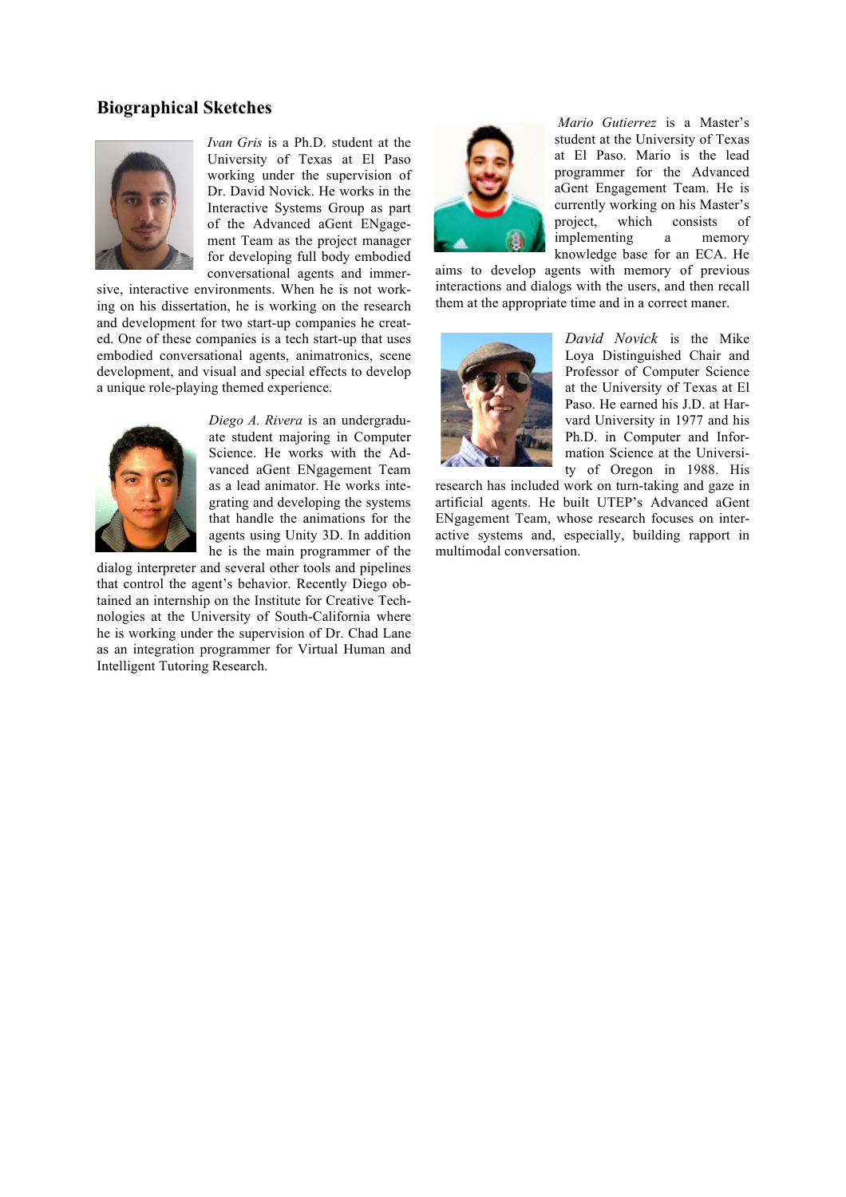## Biographical Sketches

*Ivan Gris* is a Ph.D. student at the University of Texas at El Paso working under the supervision of Dr. David Novick. He works in the Interactive Systems Group as part of the Advanced aGent ENgagement Team as the project manager for developing full body embodied conversational agents and immersive, interactive environments. When he is not working on his dissertation, he is working on the research and development for two start-up companies he created. One of these companies is a tech start-up that uses embodied conversational agents, animatronics, scene development, and visual and special effects to develop a unique role-playing themed experience.

*Diego A. Rivera* is an undergraduate student majoring in Computer Science. He works with the Advanced aGent ENgagement Team as a lead animator. He works integrating and developing the systems that handle the animations for the agents using Unity 3D. In addition he is the main programmer of the dialog interpreter and several other tools and pipelines that control the agent's behavior. Recently Diego obtained an internship on the Institute for Creative Technologies at the University of South-California where he is working under the supervision of Dr. Chad Lane as an integration programmer for Virtual Human and Intelligent Tutoring Research.

*Mario Gutierrez* is a Master's student at the University of Texas at El Paso. Mario is the lead programmer for the Advanced aGent Engagement Team. He is currently working on his Master's project, which consists of implementing a memory knowledge base for an ECA. He aims to develop agents with memory of previous interactions and dialogs with the users, and then recall them at the appropriate time and in a correct maner.

*David Novick* is the Mike Loya Distinguished Chair and Professor of Computer Science at the University of Texas at El Paso. He earned his J.D. at Harvard University in 1977 and his Ph.D. in Computer and Information Science at the University of Oregon in 1988. His research has included work on turn-taking and gaze in artificial agents. He built UTEP's Advanced aGent ENgagement Team, whose research focuses on interactive systems and, especially, building rapport in multimodal conversation.